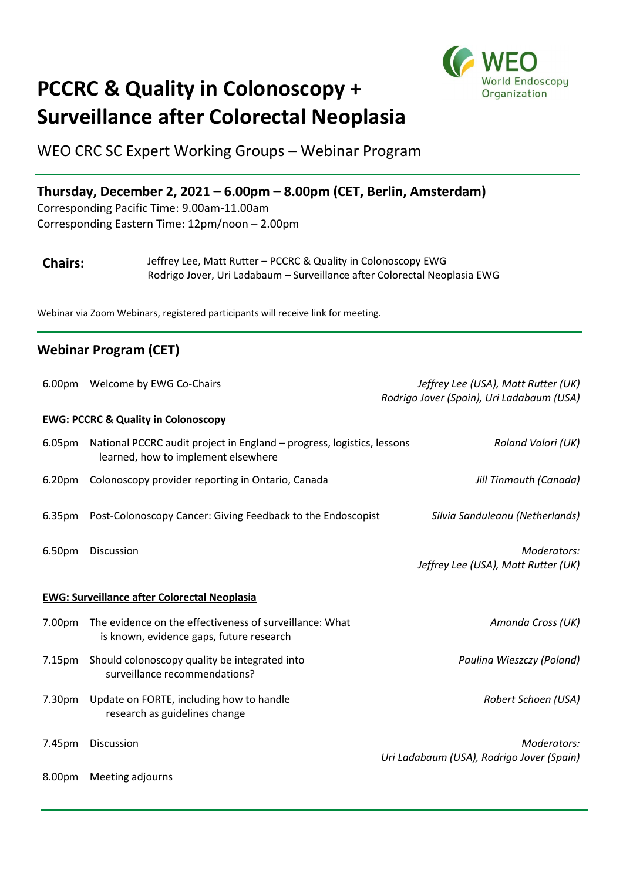# PCCRC & Quality in Colonoscopy + Surveillance after Colorectal Neoplasia

WEO World Endoscopy Organization

## WEO CRC SC Expert Working Groups – Webinar Program

### Thursday, December 2, 2021 – 6.00pm – 8.00pm (CET, Berlin, Amsterdam)

Corresponding Pacific Time: 9.00am-11.00am
Corresponding Eastern Time: 12pm/noon – 2.00pm

**Chairs:** Jeffrey Lee, Matt Rutter – PCCRC & Quality in Colonoscopy EWG
Rodrigo Jover, Uri Ladabaum – Surveillance after Colorectal Neoplasia EWG

Webinar via Zoom Webinars, registered participants will receive link for meeting.

## Webinar Program (CET)

| Time | Session | Speaker |
|---|---|---|
| 6.00pm | Welcome by EWG Co-Chairs | *Jeffrey Lee (USA), Matt Rutter (UK) Rodrigo Jover (Spain), Uri Ladabaum (USA)* |
| | **EWG: PCCRC & Quality in Colonoscopy** | |
| 6.05pm | National PCCRC audit project in England – progress, logistics, lessons learned, how to implement elsewhere | *Roland Valori (UK)* |
| 6.20pm | Colonoscopy provider reporting in Ontario, Canada | *Jill Tinmouth (Canada)* |
| 6.35pm | Post-Colonoscopy Cancer: Giving Feedback to the Endoscopist | *Silvia Sanduleanu (Netherlands)* |
| 6.50pm | Discussion | *Moderators: Jeffrey Lee (USA), Matt Rutter (UK)* |
| | **EWG: Surveillance after Colorectal Neoplasia** | |
| 7.00pm | The evidence on the effectiveness of surveillance: What is known, evidence gaps, future research | *Amanda Cross (UK)* |
| 7.15pm | Should colonoscopy quality be integrated into surveillance recommendations? | *Paulina Wieszczy (Poland)* |
| 7.30pm | Update on FORTE, including how to handle research as guidelines change | *Robert Schoen (USA)* |
| 7.45pm | Discussion | *Moderators: Uri Ladabaum (USA), Rodrigo Jover (Spain)* |
| 8.00pm | Meeting adjourns | |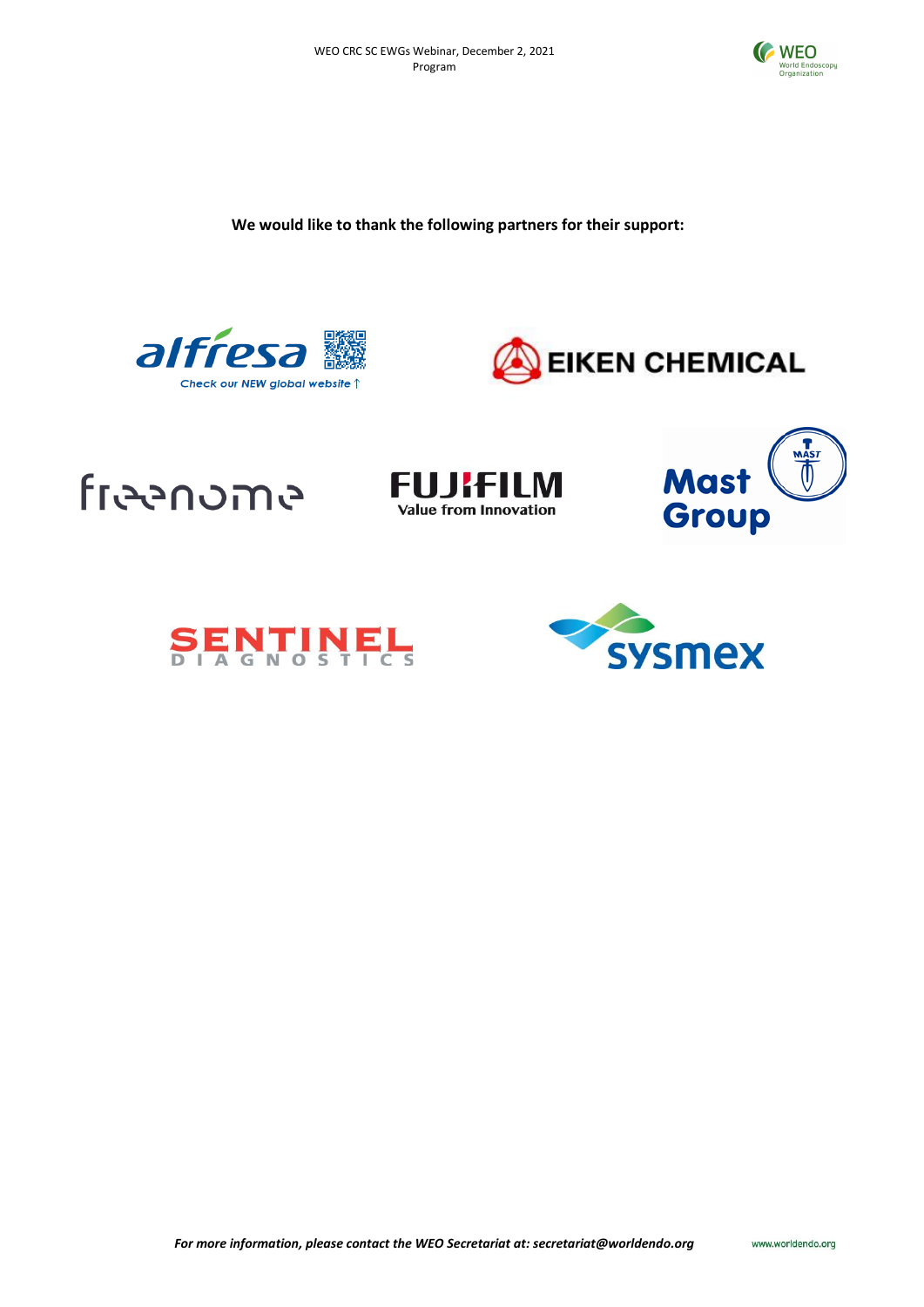**We would like to thank the following partners for their support:**

*For more information, please contact the WEO Secretariat at: secretariat@worldendo.org*